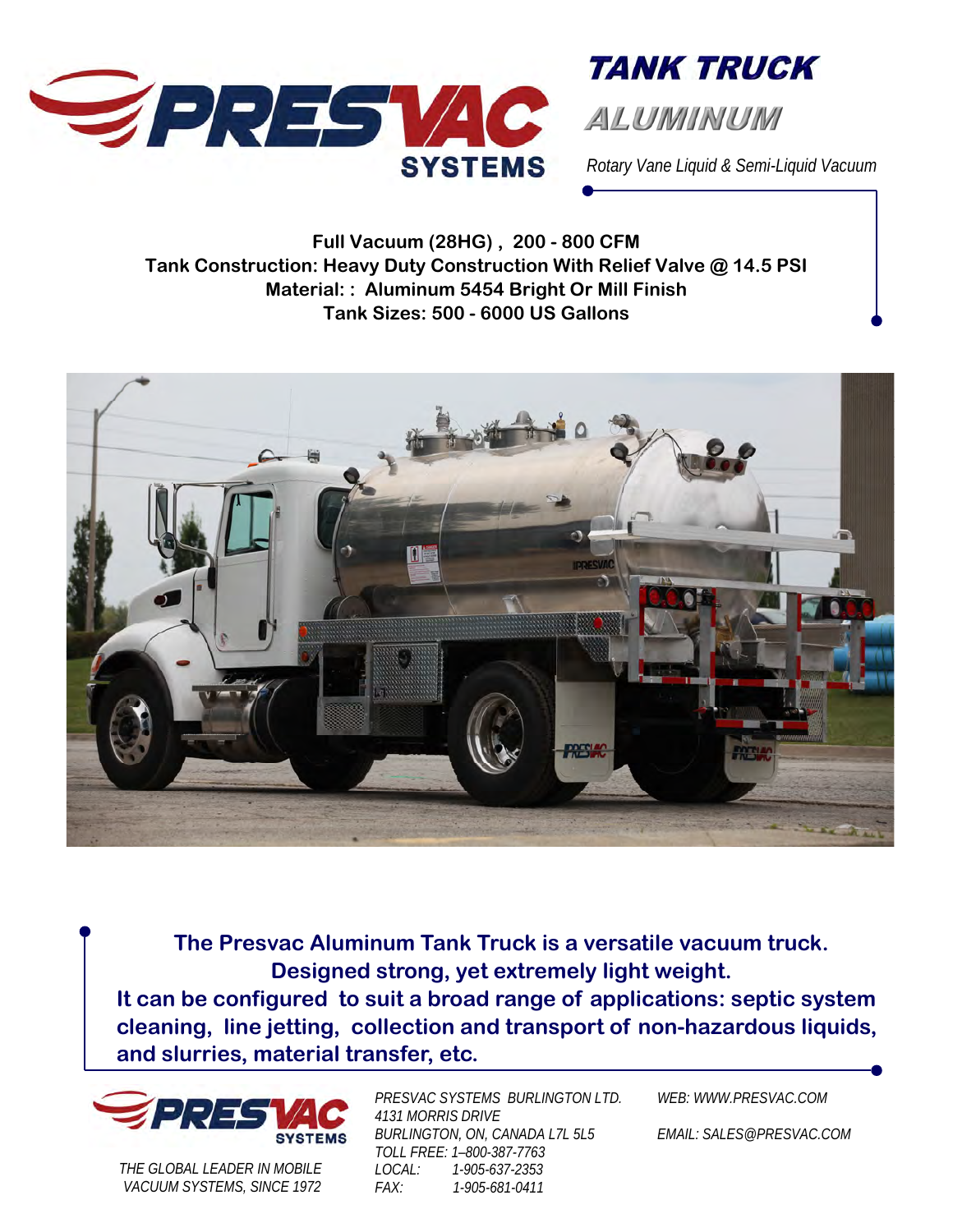# TANK TRUCK

## ALUMINUM

*Rotary Vane Liquid & Semi-Liquid Vacuum*

**Full Vacuum (28HG) , 200 - 800 CFM**
**Tank Construction: Heavy Duty Construction With Relief Valve @ 14.5 PSI**
**Material: : Aluminum 5454 Bright Or Mill Finish**
**Tank Sizes: 500 - 6000 US Gallons**

**The Presvac Aluminum Tank Truck is a versatile vacuum truck. Designed strong, yet extremely light weight. It can be configured to suit a broad range of applications: septic system cleaning, line jetting, collection and transport of non-hazardous liquids, and slurries, material transfer, etc.**

PRESVAC SYSTEMS

*THE GLOBAL LEADER IN MOBILE VACUUM SYSTEMS, SINCE 1972*

*PRESVAC SYSTEMS BURLINGTON LTD.*
*4131 MORRIS DRIVE*
*BURLINGTON, ON, CANADA L7L 5L5*
*TOLL FREE: 1–800-387-7763*
*LOCAL: 1-905-637-2353*
*FAX: 1-905-681-0411*

*WEB: WWW.PRESVAC.COM*

*EMAIL: SALES@PRESVAC.COM*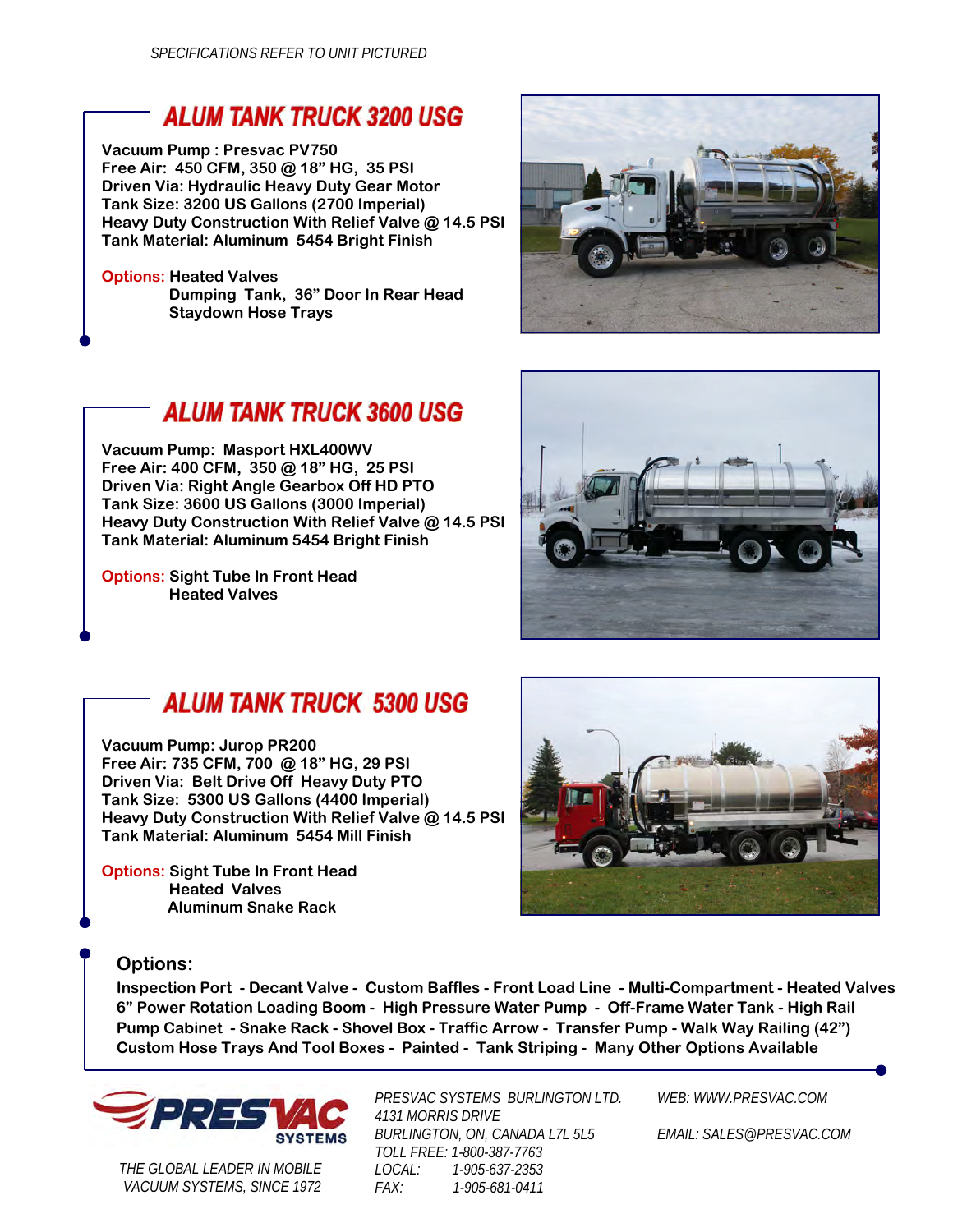*SPECIFICATIONS REFER TO UNIT PICTURED*

## ALUM TANK TRUCK 3200 USG

**Vacuum Pump : Presvac PV750**
**Free Air: 450 CFM, 350 @ 18" HG, 35 PSI**
**Driven Via: Hydraulic Heavy Duty Gear Motor**
**Tank Size: 3200 US Gallons (2700 Imperial)**
**Heavy Duty Construction With Relief Valve @ 14.5 PSI**
**Tank Material: Aluminum 5454 Bright Finish**

**Options:** **Heated Valves**
**Dumping Tank, 36" Door In Rear Head**
**Staydown Hose Trays**

## ALUM TANK TRUCK 3600 USG

**Vacuum Pump: Masport HXL400WV**
**Free Air: 400 CFM, 350 @ 18" HG, 25 PSI**
**Driven Via: Right Angle Gearbox Off HD PTO**
**Tank Size: 3600 US Gallons (3000 Imperial)**
**Heavy Duty Construction With Relief Valve @ 14.5 PSI**
**Tank Material: Aluminum 5454 Bright Finish**

**Options:** **Sight Tube In Front Head**
**Heated Valves**

## ALUM TANK TRUCK 5300 USG

**Vacuum Pump: Jurop PR200**
**Free Air: 735 CFM, 700 @ 18" HG, 29 PSI**
**Driven Via: Belt Drive Off Heavy Duty PTO**
**Tank Size: 5300 US Gallons (4400 Imperial)**
**Heavy Duty Construction With Relief Valve @ 14.5 PSI**
**Tank Material: Aluminum 5454 Mill Finish**

**Options:** **Sight Tube In Front Head**
**Heated Valves**
**Aluminum Snake Rack**

### Options:

**Inspection Port - Decant Valve - Custom Baffles - Front Load Line - Multi-Compartment - Heated Valves 6" Power Rotation Loading Boom - High Pressure Water Pump - Off-Frame Water Tank - High Rail Pump Cabinet - Snake Rack - Shovel Box - Traffic Arrow - Transfer Pump - Walk Way Railing (42") Custom Hose Trays And Tool Boxes - Painted - Tank Striping - Many Other Options Available**

**PRESVAC SYSTEMS**

*THE GLOBAL LEADER IN MOBILE VACUUM SYSTEMS, SINCE 1972*

*PRESVAC SYSTEMS BURLINGTON LTD.*
*4131 MORRIS DRIVE*
*BURLINGTON, ON, CANADA L7L 5L5*
*TOLL FREE: 1-800-387-7763*
*LOCAL: 1-905-637-2353*
*FAX: 1-905-681-0411*

*WEB: WWW.PRESVAC.COM*

*EMAIL: SALES@PRESVAC.COM*